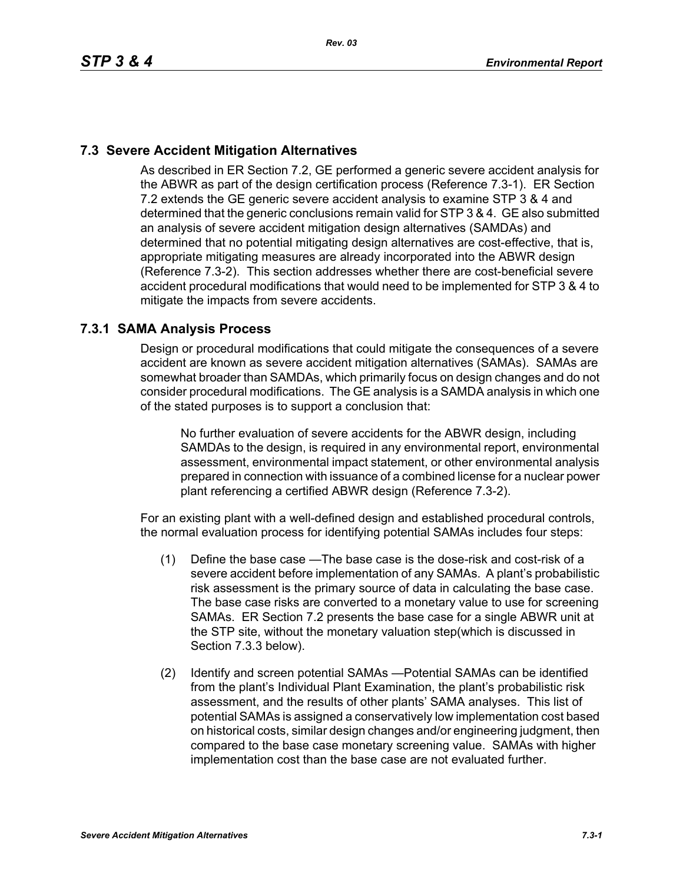## 7.3 Severe Accident Mitigation Alternatives

As described in ER Section 7.2, GE performed a generic severe accident analysis for the ABWR as part of the design certification process (Reference 7.3-1). ER Section 7.2 extends the GE generic severe accident analysis to examine STP 3 & 4 and determined that the generic conclusions remain valid for STP 3 & 4. GE also submitted an analysis of severe accident mitigation design alternatives (SAMDAs) and determined that no potential mitigating design alternatives are cost-effective, that is, appropriate mitigating measures are already incorporated into the ABWR design (Reference 7.3-2). This section addresses whether there are cost-beneficial severe accident procedural modifications that would need to be implemented for STP 3 & 4 to mitigate the impacts from severe accidents.

### 7.3.1 SAMA Analysis Process

Design or procedural modifications that could mitigate the consequences of a severe accident are known as severe accident mitigation alternatives (SAMAs). SAMAs are somewhat broader than SAMDAs, which primarily focus on design changes and do not consider procedural modifications. The GE analysis is a SAMDA analysis in which one of the stated purposes is to support a conclusion that:

> No further evaluation of severe accidents for the ABWR design, including SAMDAs to the design, is required in any environmental report, environmental assessment, environmental impact statement, or other environmental analysis prepared in connection with issuance of a combined license for a nuclear power plant referencing a certified ABWR design (Reference 7.3-2).

For an existing plant with a well-defined design and established procedural controls, the normal evaluation process for identifying potential SAMAs includes four steps:

(1) Define the base case —The base case is the dose-risk and cost-risk of a severe accident before implementation of any SAMAs. A plant's probabilistic risk assessment is the primary source of data in calculating the base case. The base case risks are converted to a monetary value to use for screening SAMAs. ER Section 7.2 presents the base case for a single ABWR unit at the STP site, without the monetary valuation step(which is discussed in Section 7.3.3 below).

(2) Identify and screen potential SAMAs —Potential SAMAs can be identified from the plant's Individual Plant Examination, the plant's probabilistic risk assessment, and the results of other plants' SAMA analyses. This list of potential SAMAs is assigned a conservatively low implementation cost based on historical costs, similar design changes and/or engineering judgment, then compared to the base case monetary screening value. SAMAs with higher implementation cost than the base case are not evaluated further.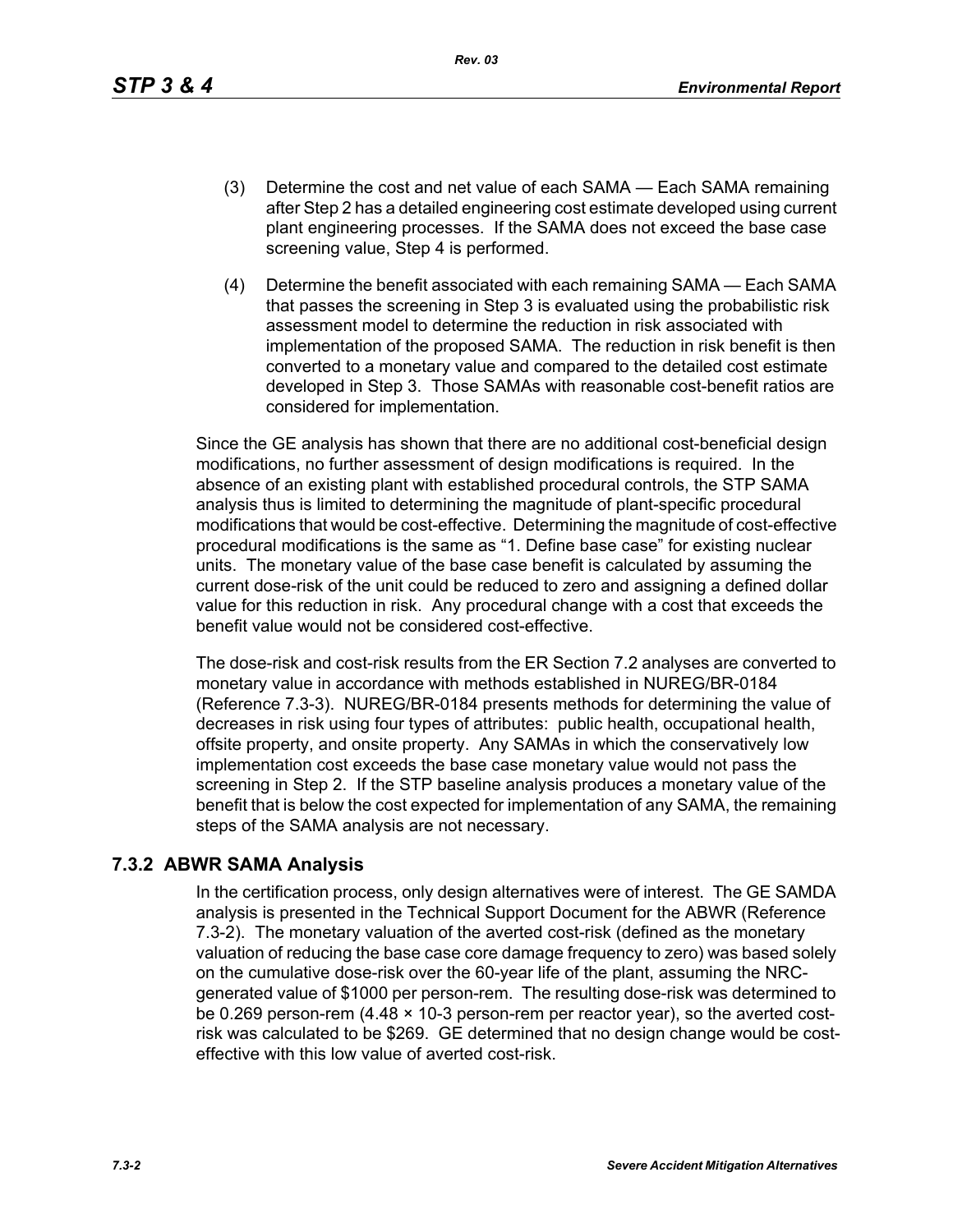(3) Determine the cost and net value of each SAMA — Each SAMA remaining after Step 2 has a detailed engineering cost estimate developed using current plant engineering processes. If the SAMA does not exceed the base case screening value, Step 4 is performed.

(4) Determine the benefit associated with each remaining SAMA — Each SAMA that passes the screening in Step 3 is evaluated using the probabilistic risk assessment model to determine the reduction in risk associated with implementation of the proposed SAMA. The reduction in risk benefit is then converted to a monetary value and compared to the detailed cost estimate developed in Step 3. Those SAMAs with reasonable cost-benefit ratios are considered for implementation.

Since the GE analysis has shown that there are no additional cost-beneficial design modifications, no further assessment of design modifications is required. In the absence of an existing plant with established procedural controls, the STP SAMA analysis thus is limited to determining the magnitude of plant-specific procedural modifications that would be cost-effective. Determining the magnitude of cost-effective procedural modifications is the same as "1. Define base case" for existing nuclear units. The monetary value of the base case benefit is calculated by assuming the current dose-risk of the unit could be reduced to zero and assigning a defined dollar value for this reduction in risk. Any procedural change with a cost that exceeds the benefit value would not be considered cost-effective.

The dose-risk and cost-risk results from the ER Section 7.2 analyses are converted to monetary value in accordance with methods established in NUREG/BR-0184 (Reference 7.3-3). NUREG/BR-0184 presents methods for determining the value of decreases in risk using four types of attributes: public health, occupational health, offsite property, and onsite property. Any SAMAs in which the conservatively low implementation cost exceeds the base case monetary value would not pass the screening in Step 2. If the STP baseline analysis produces a monetary value of the benefit that is below the cost expected for implementation of any SAMA, the remaining steps of the SAMA analysis are not necessary.

## 7.3.2 ABWR SAMA Analysis

In the certification process, only design alternatives were of interest. The GE SAMDA analysis is presented in the Technical Support Document for the ABWR (Reference 7.3-2). The monetary valuation of the averted cost-risk (defined as the monetary valuation of reducing the base case core damage frequency to zero) was based solely on the cumulative dose-risk over the 60-year life of the plant, assuming the NRC-generated value of $1000 per person-rem. The resulting dose-risk was determined to be 0.269 person-rem ($4.48 \times 10^{-3}$ person-rem per reactor year), so the averted cost-risk was calculated to be $269. GE determined that no design change would be cost-effective with this low value of averted cost-risk.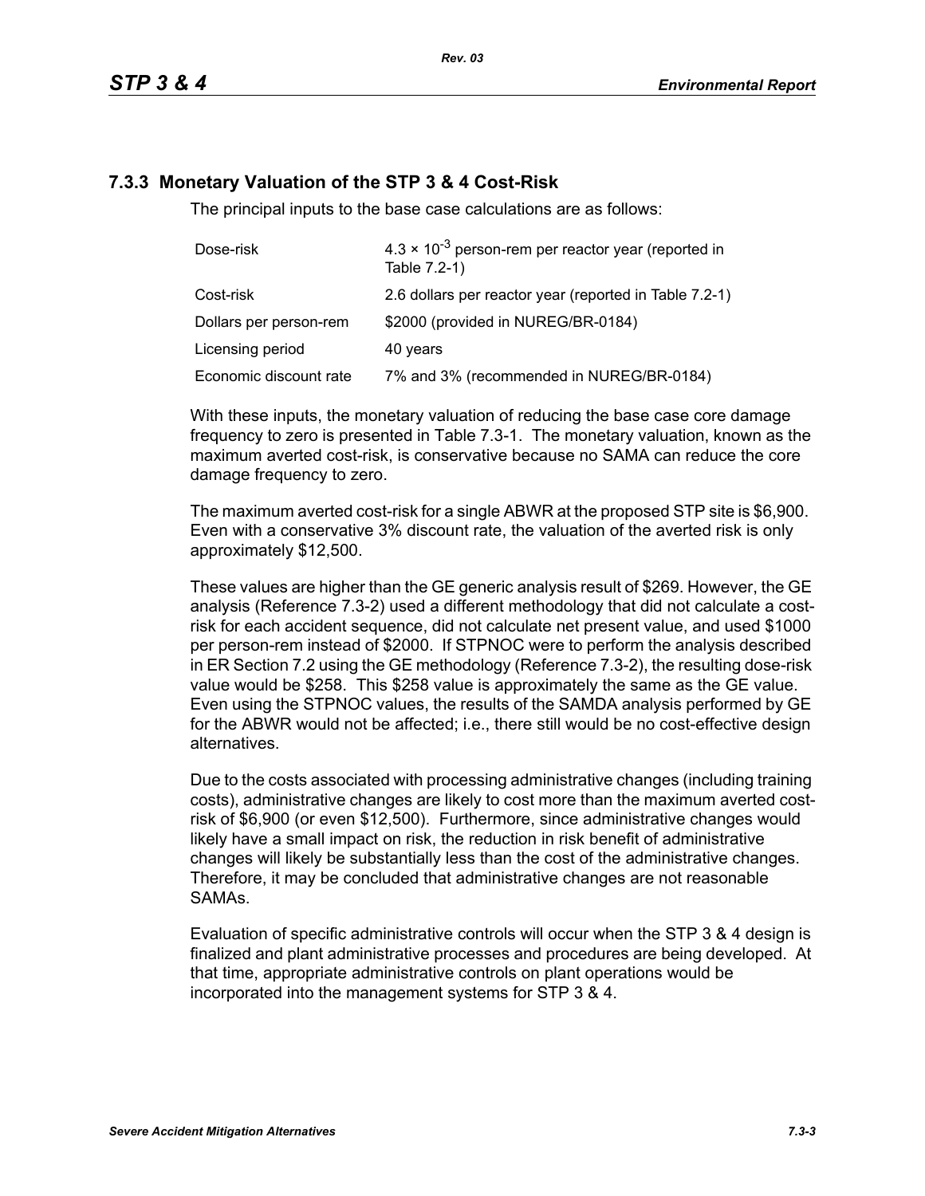### 7.3.3 Monetary Valuation of the STP 3 & 4 Cost-Risk

The principal inputs to the base case calculations are as follows:

| | |
|---|---|
| Dose-risk | $4.3 \times 10^{-3}$ person-rem per reactor year (reported in Table 7.2-1) |
| Cost-risk | 2.6 dollars per reactor year (reported in Table 7.2-1) |
| Dollars per person-rem | $2000 (provided in NUREG/BR-0184) |
| Licensing period | 40 years |
| Economic discount rate | 7% and 3% (recommended in NUREG/BR-0184) |

With these inputs, the monetary valuation of reducing the base case core damage frequency to zero is presented in Table 7.3-1. The monetary valuation, known as the maximum averted cost-risk, is conservative because no SAMA can reduce the core damage frequency to zero.

The maximum averted cost-risk for a single ABWR at the proposed STP site is $6,900. Even with a conservative 3% discount rate, the valuation of the averted risk is only approximately $12,500.

These values are higher than the GE generic analysis result of $269. However, the GE analysis (Reference 7.3-2) used a different methodology that did not calculate a cost-risk for each accident sequence, did not calculate net present value, and used $1000 per person-rem instead of $2000. If STPNOC were to perform the analysis described in ER Section 7.2 using the GE methodology (Reference 7.3-2), the resulting dose-risk value would be $258. This $258 value is approximately the same as the GE value. Even using the STPNOC values, the results of the SAMDA analysis performed by GE for the ABWR would not be affected; i.e., there still would be no cost-effective design alternatives.

Due to the costs associated with processing administrative changes (including training costs), administrative changes are likely to cost more than the maximum averted cost-risk of $6,900 (or even $12,500). Furthermore, since administrative changes would likely have a small impact on risk, the reduction in risk benefit of administrative changes will likely be substantially less than the cost of the administrative changes. Therefore, it may be concluded that administrative changes are not reasonable SAMAs.

Evaluation of specific administrative controls will occur when the STP 3 & 4 design is finalized and plant administrative processes and procedures are being developed. At that time, appropriate administrative controls on plant operations would be incorporated into the management systems for STP 3 & 4.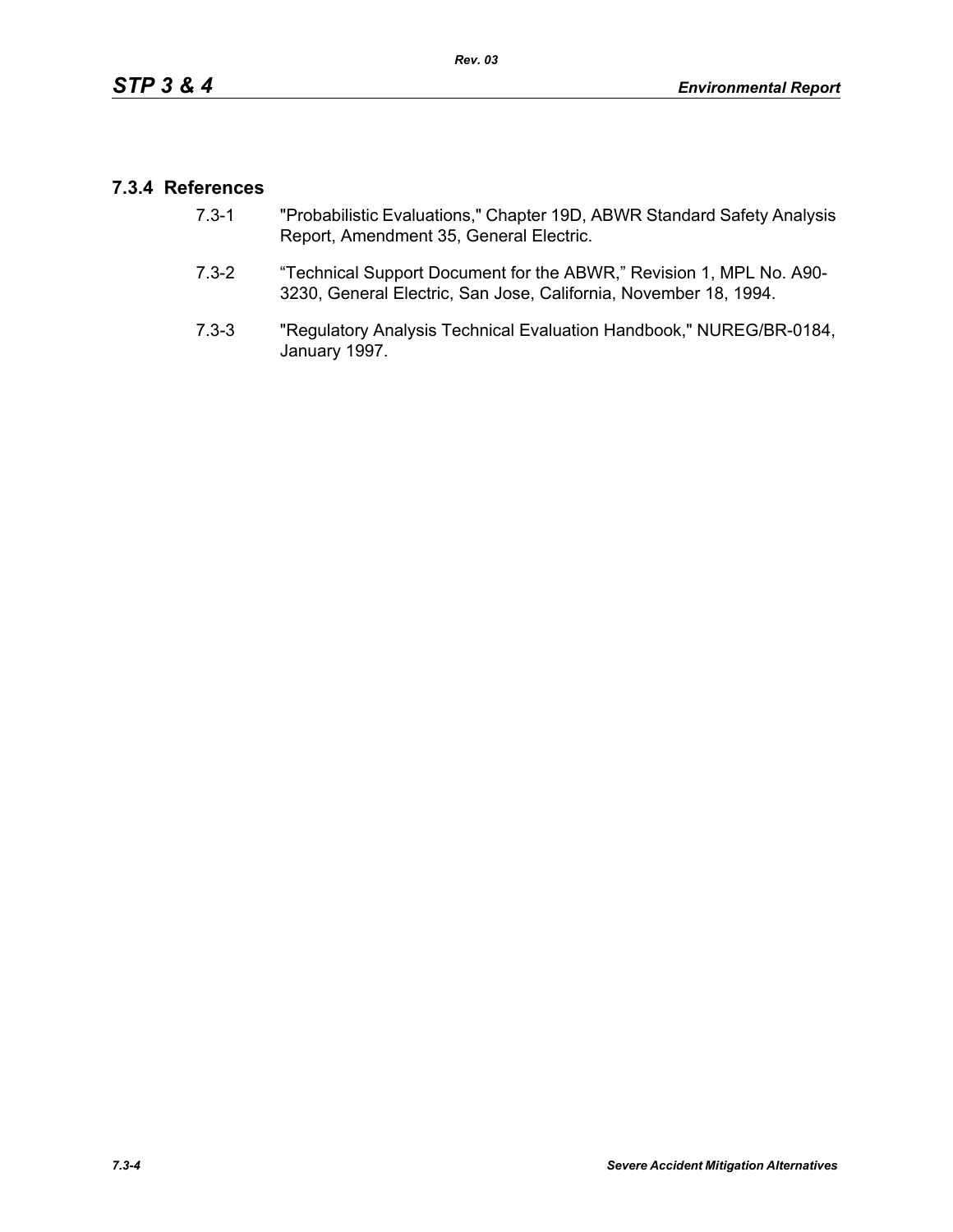### 7.3.4 References

7.3-1 "Probabilistic Evaluations," Chapter 19D, ABWR Standard Safety Analysis Report, Amendment 35, General Electric.

7.3-2 "Technical Support Document for the ABWR," Revision 1, MPL No. A90-3230, General Electric, San Jose, California, November 18, 1994.

7.3-3 "Regulatory Analysis Technical Evaluation Handbook," NUREG/BR-0184, January 1997.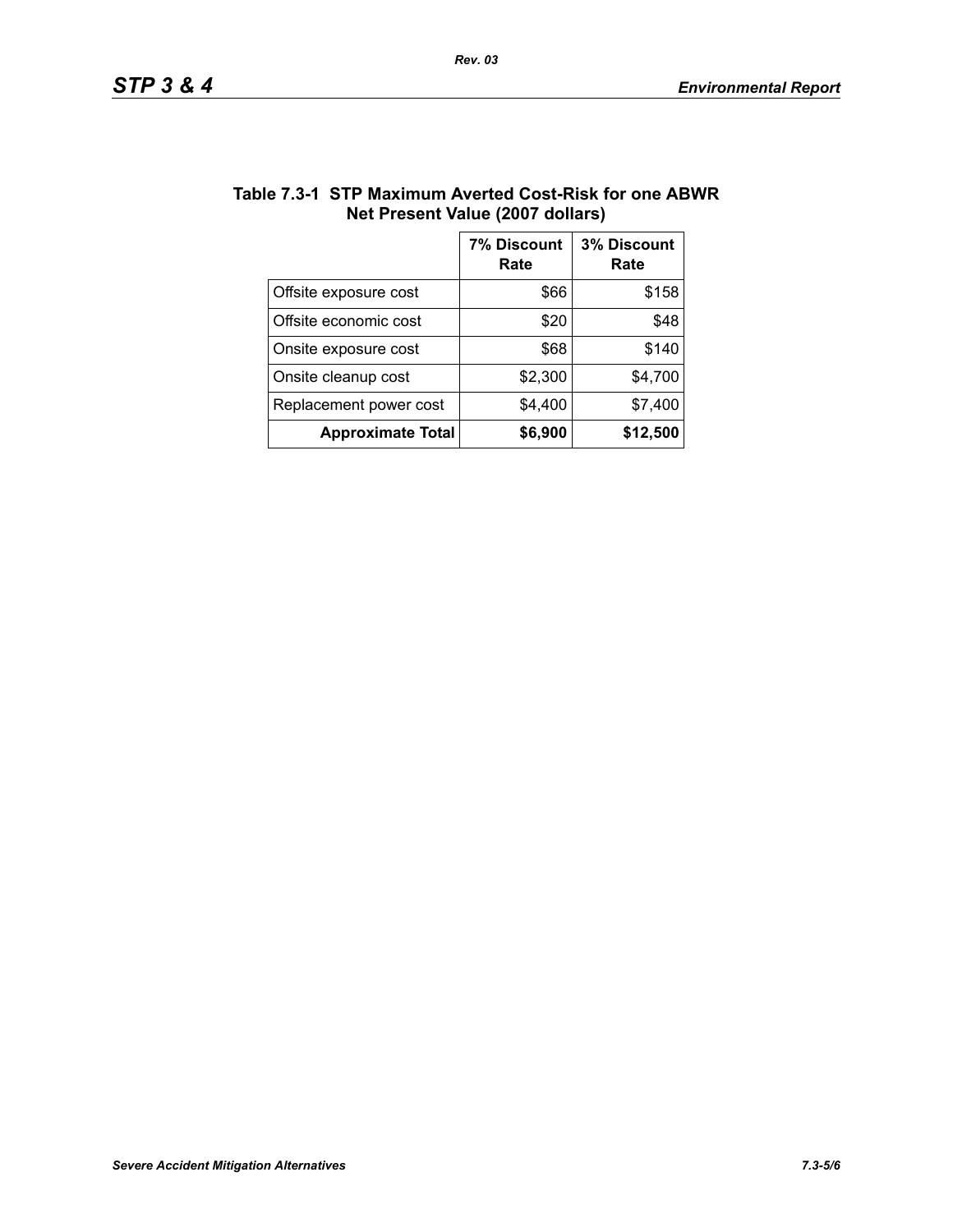**Table 7.3-1 STP Maximum Averted Cost-Risk for one ABWR Net Present Value (2007 dollars)**

| | 7% Discount Rate | 3% Discount Rate |
|---|---|---|
| Offsite exposure cost | $66 | $158 |
| Offsite economic cost | $20 | $48 |
| Onsite exposure cost | $68 | $140 |
| Onsite cleanup cost | $2,300 | $4,700 |
| Replacement power cost | $4,400 | $7,400 |
| **Approximate Total** | **$6,900** | **$12,500** |